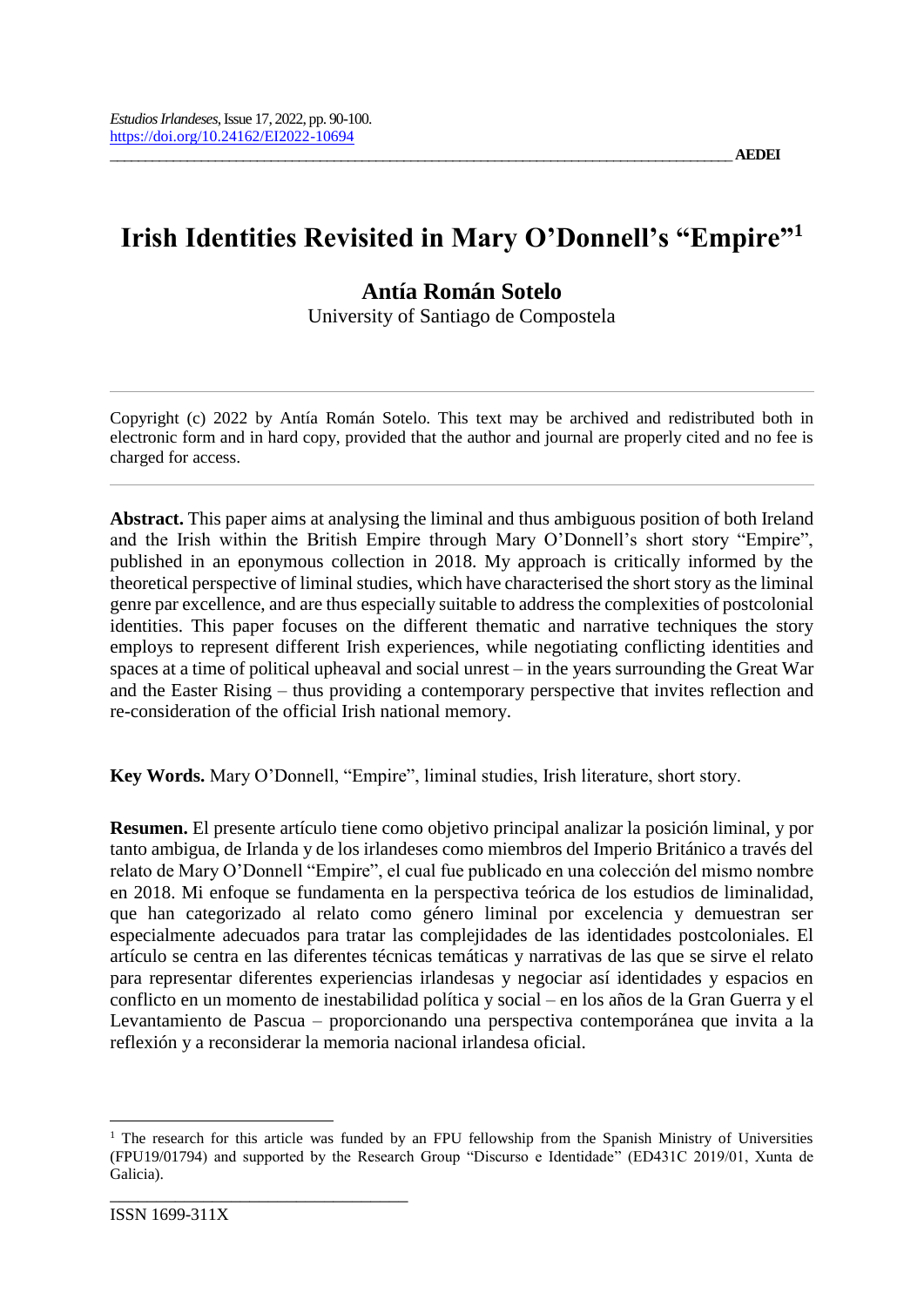# Irish Identities Revisited in Mary O'Donnell's "Empire"[1]

**Antía Román Sotelo**

University of Santiago de Compostela

Copyright (c) 2022 by Antía Román Sotelo. This text may be archived and redistributed both in electronic form and in hard copy, provided that the author and journal are properly cited and no fee is charged for access.

**Abstract.** This paper aims at analysing the liminal and thus ambiguous position of both Ireland and the Irish within the British Empire through Mary O'Donnell's short story "Empire", published in an eponymous collection in 2018. My approach is critically informed by the theoretical perspective of liminal studies, which have characterised the short story as the liminal genre par excellence, and are thus especially suitable to address the complexities of postcolonial identities. This paper focuses on the different thematic and narrative techniques the story employs to represent different Irish experiences, while negotiating conflicting identities and spaces at a time of political upheaval and social unrest – in the years surrounding the Great War and the Easter Rising – thus providing a contemporary perspective that invites reflection and re-consideration of the official Irish national memory.

**Key Words.** Mary O'Donnell, "Empire", liminal studies, Irish literature, short story.

**Resumen.** El presente artículo tiene como objetivo principal analizar la posición liminal, y por tanto ambigua, de Irlanda y de los irlandeses como miembros del Imperio Británico a través del relato de Mary O'Donnell "Empire", el cual fue publicado en una colección del mismo nombre en 2018. Mi enfoque se fundamenta en la perspectiva teórica de los estudios de liminalidad, que han categorizado al relato como género liminal por excelencia y demuestran ser especialmente adecuados para tratar las complejidades de las identidades postcoloniales. El artículo se centra en las diferentes técnicas temáticas y narrativas de las que se sirve el relato para representar diferentes experiencias irlandesas y negociar así identidades y espacios en conflicto en un momento de inestabilidad política y social – en los años de la Gran Guerra y el Levantamiento de Pascua – proporcionando una perspectiva contemporánea que invita a la reflexión y a reconsiderar la memoria nacional irlandesa oficial.

---

[1] The research for this article was funded by an FPU fellowship from the Spanish Ministry of Universities (FPU19/01794) and supported by the Research Group "Discurso e Identidade" (ED431C 2019/01, Xunta de Galicia).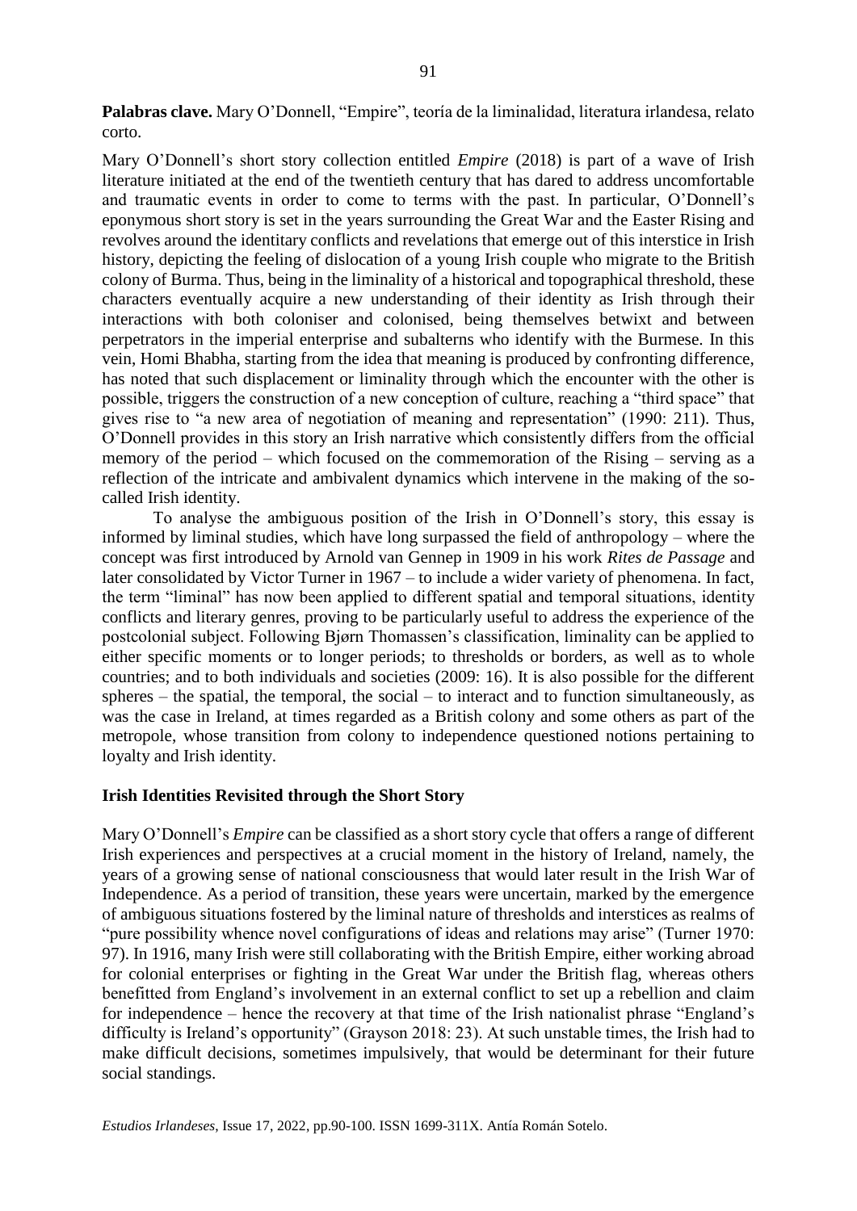**Palabras clave.** Mary O'Donnell, "Empire", teoría de la liminalidad, literatura irlandesa, relato corto.

Mary O'Donnell's short story collection entitled *Empire* (2018) is part of a wave of Irish literature initiated at the end of the twentieth century that has dared to address uncomfortable and traumatic events in order to come to terms with the past. In particular, O'Donnell's eponymous short story is set in the years surrounding the Great War and the Easter Rising and revolves around the identitary conflicts and revelations that emerge out of this interstice in Irish history, depicting the feeling of dislocation of a young Irish couple who migrate to the British colony of Burma. Thus, being in the liminality of a historical and topographical threshold, these characters eventually acquire a new understanding of their identity as Irish through their interactions with both coloniser and colonised, being themselves betwixt and between perpetrators in the imperial enterprise and subalterns who identify with the Burmese. In this vein, Homi Bhabha, starting from the idea that meaning is produced by confronting difference, has noted that such displacement or liminality through which the encounter with the other is possible, triggers the construction of a new conception of culture, reaching a "third space" that gives rise to "a new area of negotiation of meaning and representation" (1990: 211). Thus, O'Donnell provides in this story an Irish narrative which consistently differs from the official memory of the period – which focused on the commemoration of the Rising – serving as a reflection of the intricate and ambivalent dynamics which intervene in the making of the so-called Irish identity.

To analyse the ambiguous position of the Irish in O'Donnell's story, this essay is informed by liminal studies, which have long surpassed the field of anthropology – where the concept was first introduced by Arnold van Gennep in 1909 in his work *Rites de Passage* and later consolidated by Victor Turner in 1967 – to include a wider variety of phenomena. In fact, the term "liminal" has now been applied to different spatial and temporal situations, identity conflicts and literary genres, proving to be particularly useful to address the experience of the postcolonial subject. Following Bjørn Thomassen's classification, liminality can be applied to either specific moments or to longer periods; to thresholds or borders, as well as to whole countries; and to both individuals and societies (2009: 16). It is also possible for the different spheres – the spatial, the temporal, the social – to interact and to function simultaneously, as was the case in Ireland, at times regarded as a British colony and some others as part of the metropole, whose transition from colony to independence questioned notions pertaining to loyalty and Irish identity.

## Irish Identities Revisited through the Short Story

Mary O'Donnell's *Empire* can be classified as a short story cycle that offers a range of different Irish experiences and perspectives at a crucial moment in the history of Ireland, namely, the years of a growing sense of national consciousness that would later result in the Irish War of Independence. As a period of transition, these years were uncertain, marked by the emergence of ambiguous situations fostered by the liminal nature of thresholds and interstices as realms of "pure possibility whence novel configurations of ideas and relations may arise" (Turner 1970: 97). In 1916, many Irish were still collaborating with the British Empire, either working abroad for colonial enterprises or fighting in the Great War under the British flag, whereas others benefitted from England's involvement in an external conflict to set up a rebellion and claim for independence – hence the recovery at that time of the Irish nationalist phrase "England's difficulty is Ireland's opportunity" (Grayson 2018: 23). At such unstable times, the Irish had to make difficult decisions, sometimes impulsively, that would be determinant for their future social standings.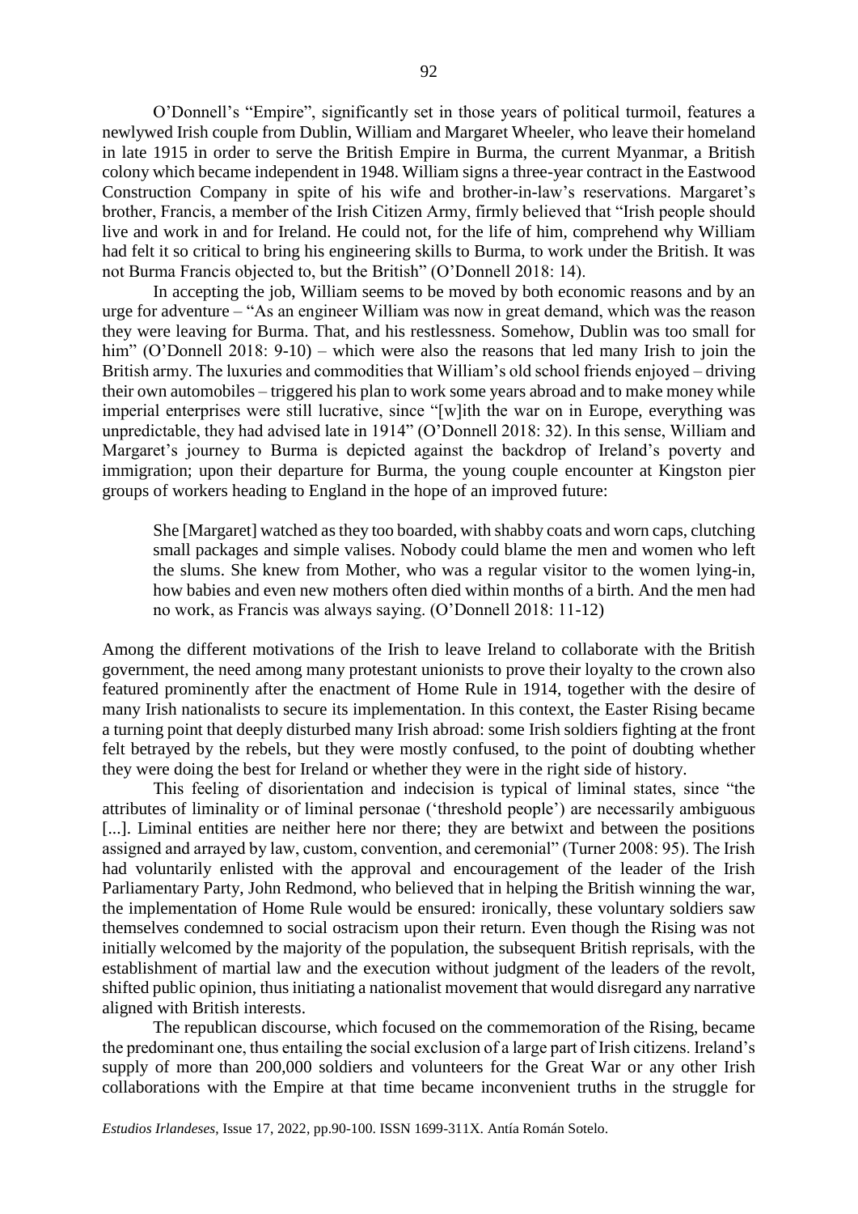O'Donnell's "Empire", significantly set in those years of political turmoil, features a newlywed Irish couple from Dublin, William and Margaret Wheeler, who leave their homeland in late 1915 in order to serve the British Empire in Burma, the current Myanmar, a British colony which became independent in 1948. William signs a three-year contract in the Eastwood Construction Company in spite of his wife and brother-in-law's reservations. Margaret's brother, Francis, a member of the Irish Citizen Army, firmly believed that "Irish people should live and work in and for Ireland. He could not, for the life of him, comprehend why William had felt it so critical to bring his engineering skills to Burma, to work under the British. It was not Burma Francis objected to, but the British" (O'Donnell 2018: 14).

In accepting the job, William seems to be moved by both economic reasons and by an urge for adventure – "As an engineer William was now in great demand, which was the reason they were leaving for Burma. That, and his restlessness. Somehow, Dublin was too small for him" (O'Donnell 2018: 9-10) – which were also the reasons that led many Irish to join the British army. The luxuries and commodities that William's old school friends enjoyed – driving their own automobiles – triggered his plan to work some years abroad and to make money while imperial enterprises were still lucrative, since "[w]ith the war on in Europe, everything was unpredictable, they had advised late in 1914" (O'Donnell 2018: 32). In this sense, William and Margaret's journey to Burma is depicted against the backdrop of Ireland's poverty and immigration; upon their departure for Burma, the young couple encounter at Kingston pier groups of workers heading to England in the hope of an improved future:

> She [Margaret] watched as they too boarded, with shabby coats and worn caps, clutching small packages and simple valises. Nobody could blame the men and women who left the slums. She knew from Mother, who was a regular visitor to the women lying-in, how babies and even new mothers often died within months of a birth. And the men had no work, as Francis was always saying. (O'Donnell 2018: 11-12)

Among the different motivations of the Irish to leave Ireland to collaborate with the British government, the need among many protestant unionists to prove their loyalty to the crown also featured prominently after the enactment of Home Rule in 1914, together with the desire of many Irish nationalists to secure its implementation. In this context, the Easter Rising became a turning point that deeply disturbed many Irish abroad: some Irish soldiers fighting at the front felt betrayed by the rebels, but they were mostly confused, to the point of doubting whether they were doing the best for Ireland or whether they were in the right side of history.

This feeling of disorientation and indecision is typical of liminal states, since "the attributes of liminality or of liminal personae ('threshold people') are necessarily ambiguous [...]. Liminal entities are neither here nor there; they are betwixt and between the positions assigned and arrayed by law, custom, convention, and ceremonial" (Turner 2008: 95). The Irish had voluntarily enlisted with the approval and encouragement of the leader of the Irish Parliamentary Party, John Redmond, who believed that in helping the British winning the war, the implementation of Home Rule would be ensured: ironically, these voluntary soldiers saw themselves condemned to social ostracism upon their return. Even though the Rising was not initially welcomed by the majority of the population, the subsequent British reprisals, with the establishment of martial law and the execution without judgment of the leaders of the revolt, shifted public opinion, thus initiating a nationalist movement that would disregard any narrative aligned with British interests.

The republican discourse, which focused on the commemoration of the Rising, became the predominant one, thus entailing the social exclusion of a large part of Irish citizens. Ireland's supply of more than 200,000 soldiers and volunteers for the Great War or any other Irish collaborations with the Empire at that time became inconvenient truths in the struggle for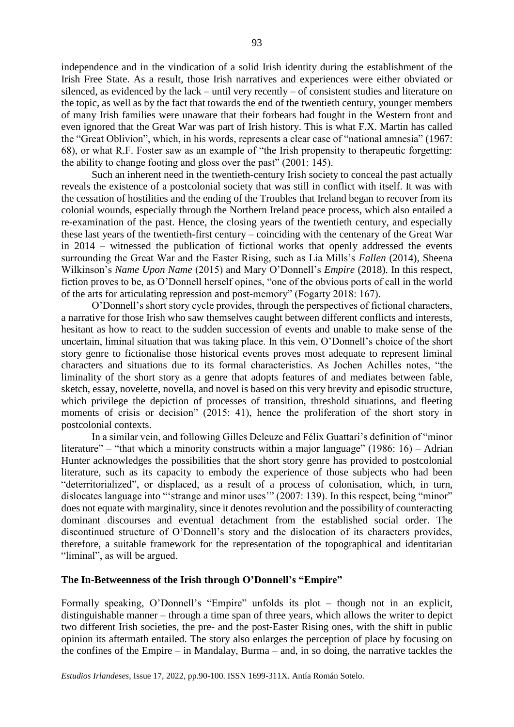independence and in the vindication of a solid Irish identity during the establishment of the Irish Free State. As a result, those Irish narratives and experiences were either obviated or silenced, as evidenced by the lack – until very recently – of consistent studies and literature on the topic, as well as by the fact that towards the end of the twentieth century, younger members of many Irish families were unaware that their forbears had fought in the Western front and even ignored that the Great War was part of Irish history. This is what F.X. Martin has called the "Great Oblivion", which, in his words, represents a clear case of "national amnesia" (1967: 68), or what R.F. Foster saw as an example of "the Irish propensity to therapeutic forgetting: the ability to change footing and gloss over the past" (2001: 145).

Such an inherent need in the twentieth-century Irish society to conceal the past actually reveals the existence of a postcolonial society that was still in conflict with itself. It was with the cessation of hostilities and the ending of the Troubles that Ireland began to recover from its colonial wounds, especially through the Northern Ireland peace process, which also entailed a re-examination of the past. Hence, the closing years of the twentieth century, and especially these last years of the twentieth-first century – coinciding with the centenary of the Great War in 2014 – witnessed the publication of fictional works that openly addressed the events surrounding the Great War and the Easter Rising, such as Lia Mills's *Fallen* (2014), Sheena Wilkinson's *Name Upon Name* (2015) and Mary O'Donnell's *Empire* (2018). In this respect, fiction proves to be, as O'Donnell herself opines, "one of the obvious ports of call in the world of the arts for articulating repression and post-memory" (Fogarty 2018: 167).

O'Donnell's short story cycle provides, through the perspectives of fictional characters, a narrative for those Irish who saw themselves caught between different conflicts and interests, hesitant as how to react to the sudden succession of events and unable to make sense of the uncertain, liminal situation that was taking place. In this vein, O'Donnell's choice of the short story genre to fictionalise those historical events proves most adequate to represent liminal characters and situations due to its formal characteristics. As Jochen Achilles notes, "the liminality of the short story as a genre that adopts features of and mediates between fable, sketch, essay, novelette, novella, and novel is based on this very brevity and episodic structure, which privilege the depiction of processes of transition, threshold situations, and fleeting moments of crisis or decision" (2015: 41), hence the proliferation of the short story in postcolonial contexts.

In a similar vein, and following Gilles Deleuze and Félix Guattari's definition of "minor literature" – "that which a minority constructs within a major language" (1986: 16) – Adrian Hunter acknowledges the possibilities that the short story genre has provided to postcolonial literature, such as its capacity to embody the experience of those subjects who had been "deterritorialized", or displaced, as a result of a process of colonisation, which, in turn, dislocates language into "'strange and minor uses'" (2007: 139). In this respect, being "minor" does not equate with marginality, since it denotes revolution and the possibility of counteracting dominant discourses and eventual detachment from the established social order. The discontinued structure of O'Donnell's story and the dislocation of its characters provides, therefore, a suitable framework for the representation of the topographical and identitarian "liminal", as will be argued.

## The In-Betweenness of the Irish through O'Donnell's "Empire"

Formally speaking, O'Donnell's "Empire" unfolds its plot – though not in an explicit, distinguishable manner – through a time span of three years, which allows the writer to depict two different Irish societies, the pre- and the post-Easter Rising ones, with the shift in public opinion its aftermath entailed. The story also enlarges the perception of place by focusing on the confines of the Empire – in Mandalay, Burma – and, in so doing, the narrative tackles the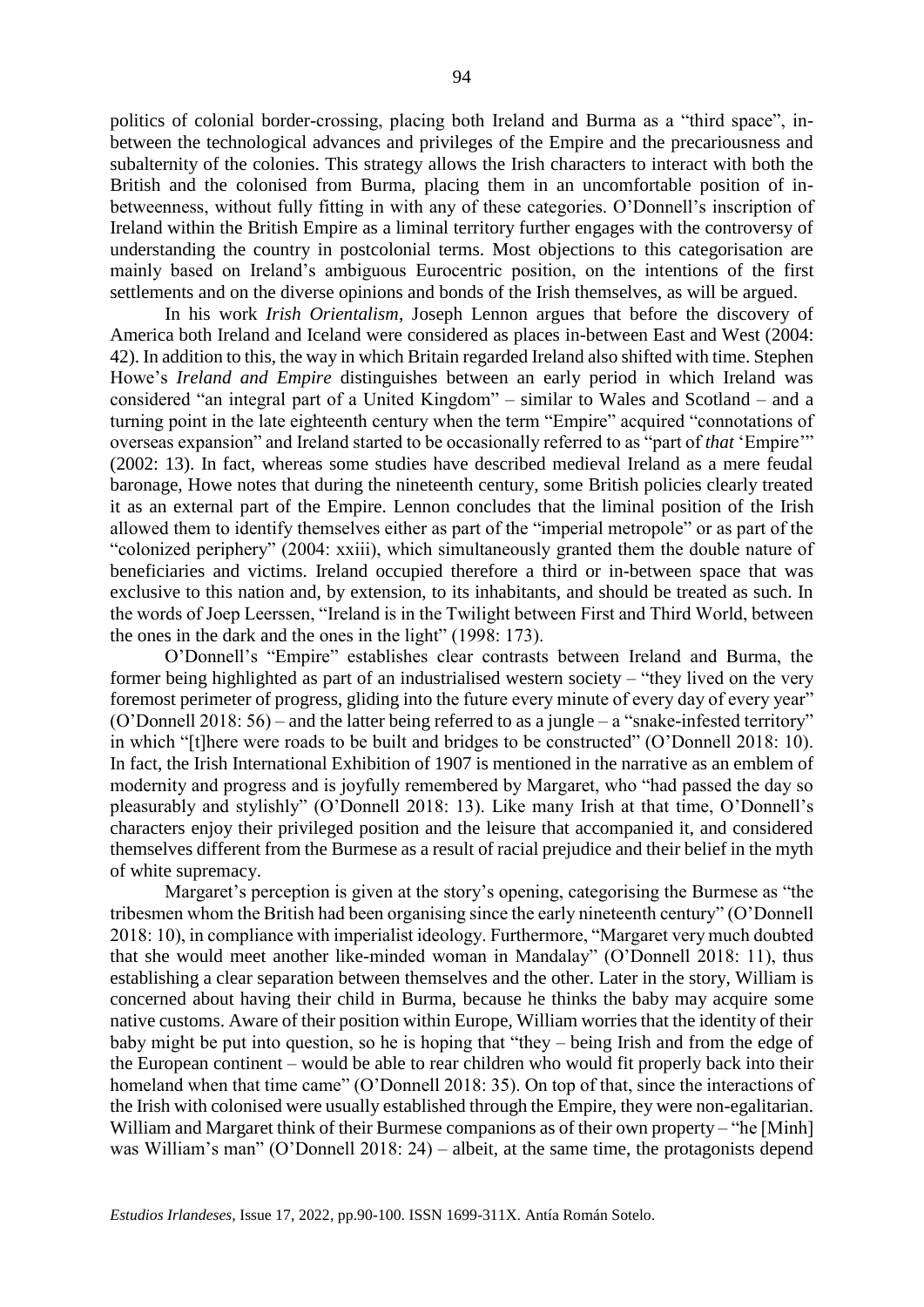politics of colonial border-crossing, placing both Ireland and Burma as a "third space", in-between the technological advances and privileges of the Empire and the precariousness and subalternity of the colonies. This strategy allows the Irish characters to interact with both the British and the colonised from Burma, placing them in an uncomfortable position of in-betweenness, without fully fitting in with any of these categories. O'Donnell's inscription of Ireland within the British Empire as a liminal territory further engages with the controversy of understanding the country in postcolonial terms. Most objections to this categorisation are mainly based on Ireland's ambiguous Eurocentric position, on the intentions of the first settlements and on the diverse opinions and bonds of the Irish themselves, as will be argued.

In his work *Irish Orientalism*, Joseph Lennon argues that before the discovery of America both Ireland and Iceland were considered as places in-between East and West (2004: 42). In addition to this, the way in which Britain regarded Ireland also shifted with time. Stephen Howe's *Ireland and Empire* distinguishes between an early period in which Ireland was considered "an integral part of a United Kingdom" – similar to Wales and Scotland – and a turning point in the late eighteenth century when the term "Empire" acquired "connotations of overseas expansion" and Ireland started to be occasionally referred to as "part of *that* 'Empire'" (2002: 13). In fact, whereas some studies have described medieval Ireland as a mere feudal baronage, Howe notes that during the nineteenth century, some British policies clearly treated it as an external part of the Empire. Lennon concludes that the liminal position of the Irish allowed them to identify themselves either as part of the "imperial metropole" or as part of the "colonized periphery" (2004: xxiii), which simultaneously granted them the double nature of beneficiaries and victims. Ireland occupied therefore a third or in-between space that was exclusive to this nation and, by extension, to its inhabitants, and should be treated as such. In the words of Joep Leerssen, "Ireland is in the Twilight between First and Third World, between the ones in the dark and the ones in the light" (1998: 173).

O'Donnell's "Empire" establishes clear contrasts between Ireland and Burma, the former being highlighted as part of an industrialised western society – "they lived on the very foremost perimeter of progress, gliding into the future every minute of every day of every year" (O'Donnell 2018: 56) – and the latter being referred to as a jungle – a "snake-infested territory" in which "[t]here were roads to be built and bridges to be constructed" (O'Donnell 2018: 10). In fact, the Irish International Exhibition of 1907 is mentioned in the narrative as an emblem of modernity and progress and is joyfully remembered by Margaret, who "had passed the day so pleasurably and stylishly" (O'Donnell 2018: 13). Like many Irish at that time, O'Donnell's characters enjoy their privileged position and the leisure that accompanied it, and considered themselves different from the Burmese as a result of racial prejudice and their belief in the myth of white supremacy.

Margaret's perception is given at the story's opening, categorising the Burmese as "the tribesmen whom the British had been organising since the early nineteenth century" (O'Donnell 2018: 10), in compliance with imperialist ideology. Furthermore, "Margaret very much doubted that she would meet another like-minded woman in Mandalay" (O'Donnell 2018: 11), thus establishing a clear separation between themselves and the other. Later in the story, William is concerned about having their child in Burma, because he thinks the baby may acquire some native customs. Aware of their position within Europe, William worries that the identity of their baby might be put into question, so he is hoping that "they – being Irish and from the edge of the European continent – would be able to rear children who would fit properly back into their homeland when that time came" (O'Donnell 2018: 35). On top of that, since the interactions of the Irish with colonised were usually established through the Empire, they were non-egalitarian. William and Margaret think of their Burmese companions as of their own property – "he [Minh] was William's man" (O'Donnell 2018: 24) – albeit, at the same time, the protagonists depend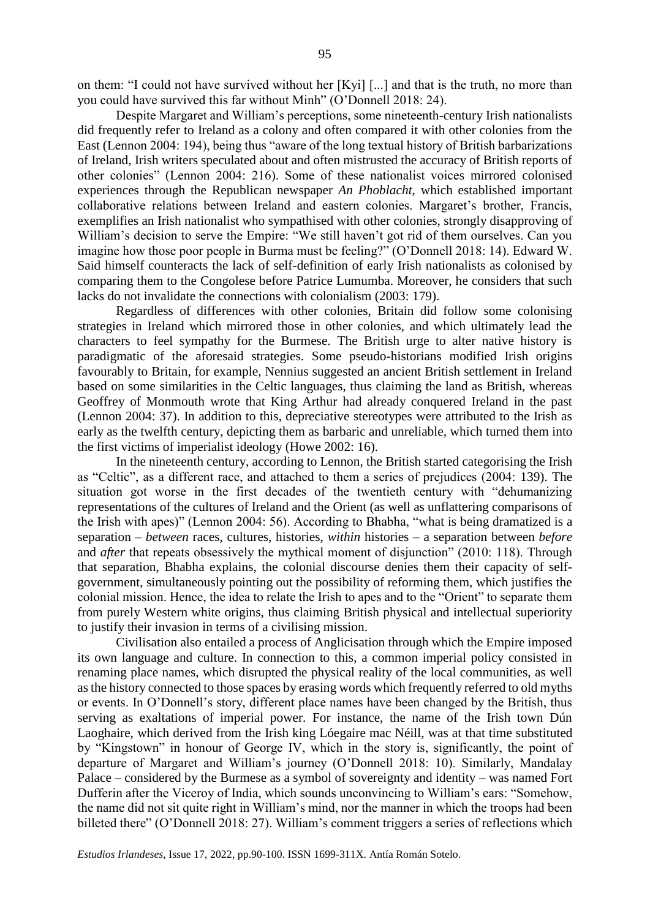on them: "I could not have survived without her [Kyi] [...] and that is the truth, no more than you could have survived this far without Minh" (O'Donnell 2018: 24).

Despite Margaret and William's perceptions, some nineteenth-century Irish nationalists did frequently refer to Ireland as a colony and often compared it with other colonies from the East (Lennon 2004: 194), being thus "aware of the long textual history of British barbarizations of Ireland, Irish writers speculated about and often mistrusted the accuracy of British reports of other colonies" (Lennon 2004: 216). Some of these nationalist voices mirrored colonised experiences through the Republican newspaper *An Phoblacht*, which established important collaborative relations between Ireland and eastern colonies. Margaret's brother, Francis, exemplifies an Irish nationalist who sympathised with other colonies, strongly disapproving of William's decision to serve the Empire: "We still haven't got rid of them ourselves. Can you imagine how those poor people in Burma must be feeling?" (O'Donnell 2018: 14). Edward W. Said himself counteracts the lack of self-definition of early Irish nationalists as colonised by comparing them to the Congolese before Patrice Lumumba. Moreover, he considers that such lacks do not invalidate the connections with colonialism (2003: 179).

Regardless of differences with other colonies, Britain did follow some colonising strategies in Ireland which mirrored those in other colonies, and which ultimately lead the characters to feel sympathy for the Burmese. The British urge to alter native history is paradigmatic of the aforesaid strategies. Some pseudo-historians modified Irish origins favourably to Britain, for example, Nennius suggested an ancient British settlement in Ireland based on some similarities in the Celtic languages, thus claiming the land as British, whereas Geoffrey of Monmouth wrote that King Arthur had already conquered Ireland in the past (Lennon 2004: 37). In addition to this, depreciative stereotypes were attributed to the Irish as early as the twelfth century, depicting them as barbaric and unreliable, which turned them into the first victims of imperialist ideology (Howe 2002: 16).

In the nineteenth century, according to Lennon, the British started categorising the Irish as "Celtic", as a different race, and attached to them a series of prejudices (2004: 139). The situation got worse in the first decades of the twentieth century with "dehumanizing representations of the cultures of Ireland and the Orient (as well as unflattering comparisons of the Irish with apes)" (Lennon 2004: 56). According to Bhabha, "what is being dramatized is a separation – *between* races, cultures, histories, *within* histories – a separation between *before* and *after* that repeats obsessively the mythical moment of disjunction" (2010: 118). Through that separation, Bhabha explains, the colonial discourse denies them their capacity of self-government, simultaneously pointing out the possibility of reforming them, which justifies the colonial mission. Hence, the idea to relate the Irish to apes and to the "Orient" to separate them from purely Western white origins, thus claiming British physical and intellectual superiority to justify their invasion in terms of a civilising mission.

Civilisation also entailed a process of Anglicisation through which the Empire imposed its own language and culture. In connection to this, a common imperial policy consisted in renaming place names, which disrupted the physical reality of the local communities, as well as the history connected to those spaces by erasing words which frequently referred to old myths or events. In O'Donnell's story, different place names have been changed by the British, thus serving as exaltations of imperial power. For instance, the name of the Irish town Dún Laoghaire, which derived from the Irish king Lóegaire mac Néill, was at that time substituted by "Kingstown" in honour of George IV, which in the story is, significantly, the point of departure of Margaret and William's journey (O'Donnell 2018: 10). Similarly, Mandalay Palace – considered by the Burmese as a symbol of sovereignty and identity – was named Fort Dufferin after the Viceroy of India, which sounds unconvincing to William's ears: "Somehow, the name did not sit quite right in William's mind, nor the manner in which the troops had been billeted there" (O'Donnell 2018: 27). William's comment triggers a series of reflections which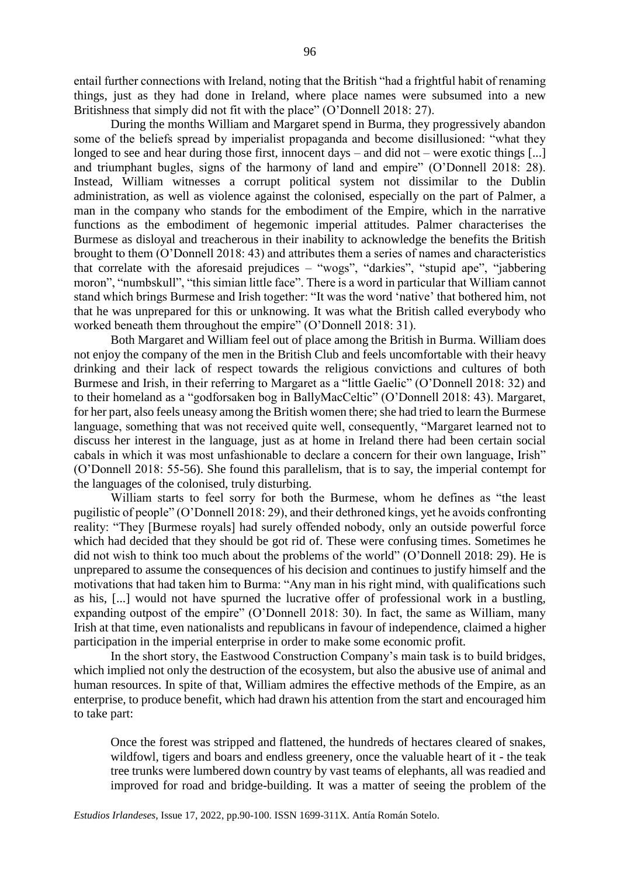entail further connections with Ireland, noting that the British "had a frightful habit of renaming things, just as they had done in Ireland, where place names were subsumed into a new Britishness that simply did not fit with the place" (O'Donnell 2018: 27).

During the months William and Margaret spend in Burma, they progressively abandon some of the beliefs spread by imperialist propaganda and become disillusioned: "what they longed to see and hear during those first, innocent days – and did not – were exotic things [...] and triumphant bugles, signs of the harmony of land and empire" (O'Donnell 2018: 28). Instead, William witnesses a corrupt political system not dissimilar to the Dublin administration, as well as violence against the colonised, especially on the part of Palmer, a man in the company who stands for the embodiment of the Empire, which in the narrative functions as the embodiment of hegemonic imperial attitudes. Palmer characterises the Burmese as disloyal and treacherous in their inability to acknowledge the benefits the British brought to them (O'Donnell 2018: 43) and attributes them a series of names and characteristics that correlate with the aforesaid prejudices – "wogs", "darkies", "stupid ape", "jabbering moron", "numbskull", "this simian little face". There is a word in particular that William cannot stand which brings Burmese and Irish together: "It was the word 'native' that bothered him, not that he was unprepared for this or unknowing. It was what the British called everybody who worked beneath them throughout the empire" (O'Donnell 2018: 31).

Both Margaret and William feel out of place among the British in Burma. William does not enjoy the company of the men in the British Club and feels uncomfortable with their heavy drinking and their lack of respect towards the religious convictions and cultures of both Burmese and Irish, in their referring to Margaret as a "little Gaelic" (O'Donnell 2018: 32) and to their homeland as a "godforsaken bog in BallyMacCeltic" (O'Donnell 2018: 43). Margaret, for her part, also feels uneasy among the British women there; she had tried to learn the Burmese language, something that was not received quite well, consequently, "Margaret learned not to discuss her interest in the language, just as at home in Ireland there had been certain social cabals in which it was most unfashionable to declare a concern for their own language, Irish" (O'Donnell 2018: 55-56). She found this parallelism, that is to say, the imperial contempt for the languages of the colonised, truly disturbing.

William starts to feel sorry for both the Burmese, whom he defines as "the least pugilistic of people" (O'Donnell 2018: 29), and their dethroned kings, yet he avoids confronting reality: "They [Burmese royals] had surely offended nobody, only an outside powerful force which had decided that they should be got rid of. These were confusing times. Sometimes he did not wish to think too much about the problems of the world" (O'Donnell 2018: 29). He is unprepared to assume the consequences of his decision and continues to justify himself and the motivations that had taken him to Burma: "Any man in his right mind, with qualifications such as his, [...] would not have spurned the lucrative offer of professional work in a bustling, expanding outpost of the empire" (O'Donnell 2018: 30). In fact, the same as William, many Irish at that time, even nationalists and republicans in favour of independence, claimed a higher participation in the imperial enterprise in order to make some economic profit.

In the short story, the Eastwood Construction Company's main task is to build bridges, which implied not only the destruction of the ecosystem, but also the abusive use of animal and human resources. In spite of that, William admires the effective methods of the Empire, as an enterprise, to produce benefit, which had drawn his attention from the start and encouraged him to take part:

> Once the forest was stripped and flattened, the hundreds of hectares cleared of snakes, wildfowl, tigers and boars and endless greenery, once the valuable heart of it - the teak tree trunks were lumbered down country by vast teams of elephants, all was readied and improved for road and bridge-building. It was a matter of seeing the problem of the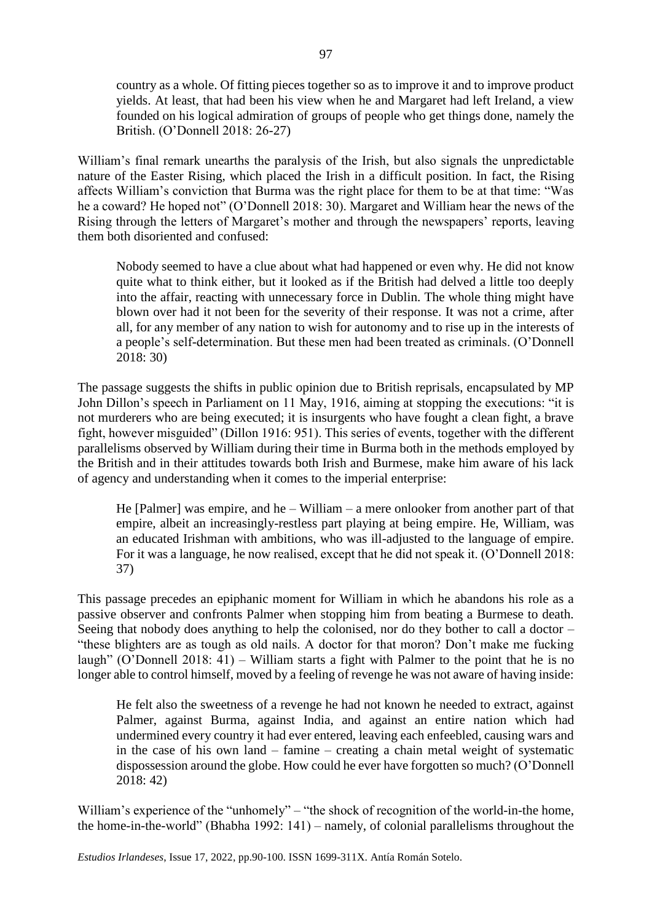country as a whole. Of fitting pieces together so as to improve it and to improve product yields. At least, that had been his view when he and Margaret had left Ireland, a view founded on his logical admiration of groups of people who get things done, namely the British. (O'Donnell 2018: 26-27)

William's final remark unearths the paralysis of the Irish, but also signals the unpredictable nature of the Easter Rising, which placed the Irish in a difficult position. In fact, the Rising affects William's conviction that Burma was the right place for them to be at that time: "Was he a coward? He hoped not" (O'Donnell 2018: 30). Margaret and William hear the news of the Rising through the letters of Margaret's mother and through the newspapers' reports, leaving them both disoriented and confused:

> Nobody seemed to have a clue about what had happened or even why. He did not know quite what to think either, but it looked as if the British had delved a little too deeply into the affair, reacting with unnecessary force in Dublin. The whole thing might have blown over had it not been for the severity of their response. It was not a crime, after all, for any member of any nation to wish for autonomy and to rise up in the interests of a people's self-determination. But these men had been treated as criminals. (O'Donnell 2018: 30)

The passage suggests the shifts in public opinion due to British reprisals, encapsulated by MP John Dillon's speech in Parliament on 11 May, 1916, aiming at stopping the executions: "it is not murderers who are being executed; it is insurgents who have fought a clean fight, a brave fight, however misguided" (Dillon 1916: 951). This series of events, together with the different parallelisms observed by William during their time in Burma both in the methods employed by the British and in their attitudes towards both Irish and Burmese, make him aware of his lack of agency and understanding when it comes to the imperial enterprise:

> He [Palmer] was empire, and he – William – a mere onlooker from another part of that empire, albeit an increasingly-restless part playing at being empire. He, William, was an educated Irishman with ambitions, who was ill-adjusted to the language of empire. For it was a language, he now realised, except that he did not speak it. (O'Donnell 2018: 37)

This passage precedes an epiphanic moment for William in which he abandons his role as a passive observer and confronts Palmer when stopping him from beating a Burmese to death. Seeing that nobody does anything to help the colonised, nor do they bother to call a doctor – "these blighters are as tough as old nails. A doctor for that moron? Don't make me fucking laugh" (O'Donnell 2018: 41) – William starts a fight with Palmer to the point that he is no longer able to control himself, moved by a feeling of revenge he was not aware of having inside:

> He felt also the sweetness of a revenge he had not known he needed to extract, against Palmer, against Burma, against India, and against an entire nation which had undermined every country it had ever entered, leaving each enfeebled, causing wars and in the case of his own land – famine – creating a chain metal weight of systematic dispossession around the globe. How could he ever have forgotten so much? (O'Donnell 2018: 42)

William's experience of the "unhomely" – "the shock of recognition of the world-in-the home, the home-in-the-world" (Bhabha 1992: 141) – namely, of colonial parallelisms throughout the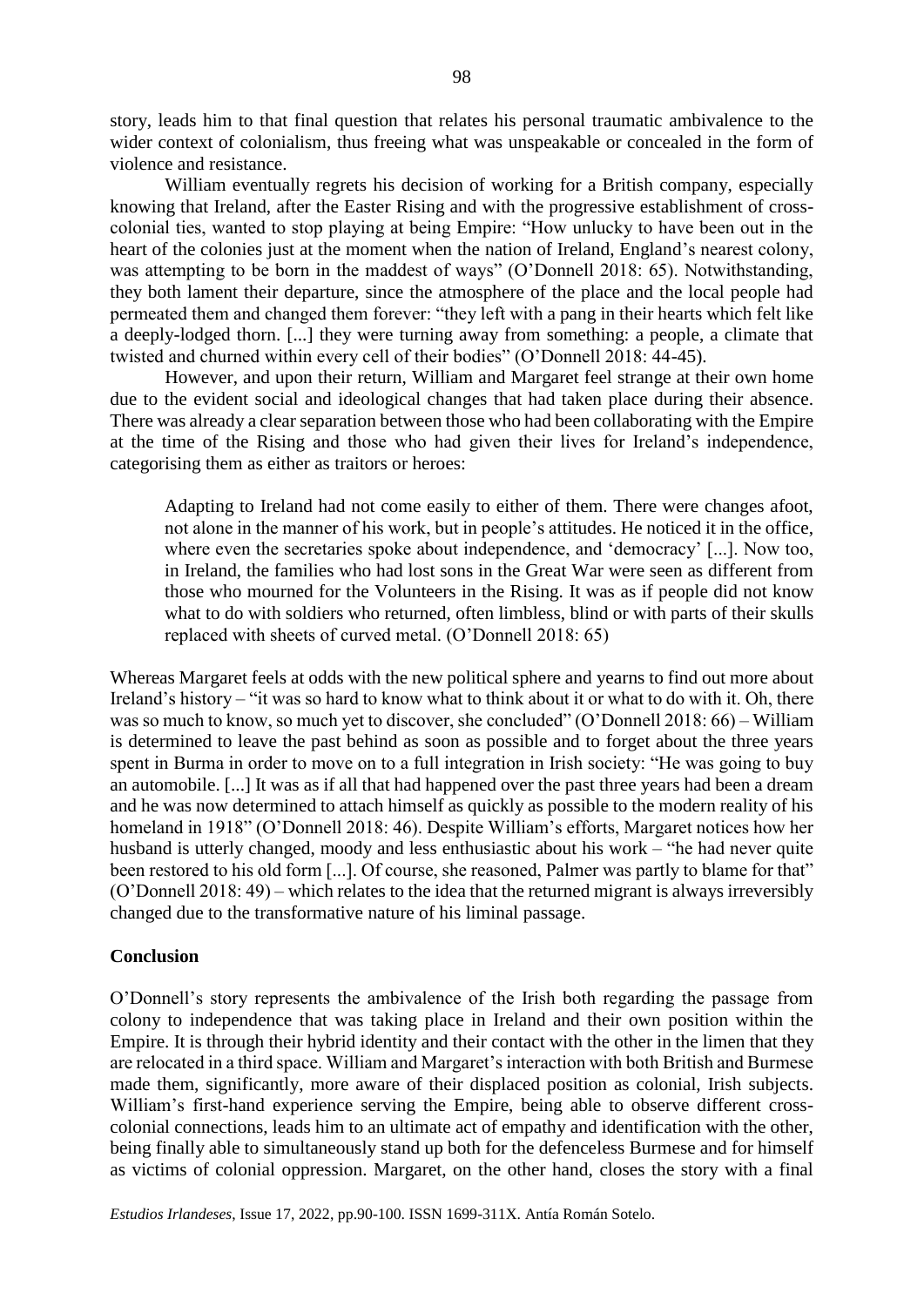story, leads him to that final question that relates his personal traumatic ambivalence to the wider context of colonialism, thus freeing what was unspeakable or concealed in the form of violence and resistance.

William eventually regrets his decision of working for a British company, especially knowing that Ireland, after the Easter Rising and with the progressive establishment of cross-colonial ties, wanted to stop playing at being Empire: "How unlucky to have been out in the heart of the colonies just at the moment when the nation of Ireland, England's nearest colony, was attempting to be born in the maddest of ways" (O'Donnell 2018: 65). Notwithstanding, they both lament their departure, since the atmosphere of the place and the local people had permeated them and changed them forever: "they left with a pang in their hearts which felt like a deeply-lodged thorn. [...] they were turning away from something: a people, a climate that twisted and churned within every cell of their bodies" (O'Donnell 2018: 44-45).

However, and upon their return, William and Margaret feel strange at their own home due to the evident social and ideological changes that had taken place during their absence. There was already a clear separation between those who had been collaborating with the Empire at the time of the Rising and those who had given their lives for Ireland's independence, categorising them as either as traitors or heroes:

> Adapting to Ireland had not come easily to either of them. There were changes afoot, not alone in the manner of his work, but in people's attitudes. He noticed it in the office, where even the secretaries spoke about independence, and 'democracy' [...]. Now too, in Ireland, the families who had lost sons in the Great War were seen as different from those who mourned for the Volunteers in the Rising. It was as if people did not know what to do with soldiers who returned, often limbless, blind or with parts of their skulls replaced with sheets of curved metal. (O'Donnell 2018: 65)

Whereas Margaret feels at odds with the new political sphere and yearns to find out more about Ireland's history – "it was so hard to know what to think about it or what to do with it. Oh, there was so much to know, so much yet to discover, she concluded" (O'Donnell 2018: 66) – William is determined to leave the past behind as soon as possible and to forget about the three years spent in Burma in order to move on to a full integration in Irish society: "He was going to buy an automobile. [...] It was as if all that had happened over the past three years had been a dream and he was now determined to attach himself as quickly as possible to the modern reality of his homeland in 1918" (O'Donnell 2018: 46). Despite William's efforts, Margaret notices how her husband is utterly changed, moody and less enthusiastic about his work – "he had never quite been restored to his old form [...]. Of course, she reasoned, Palmer was partly to blame for that" (O'Donnell 2018: 49) – which relates to the idea that the returned migrant is always irreversibly changed due to the transformative nature of his liminal passage.

## Conclusion

O'Donnell's story represents the ambivalence of the Irish both regarding the passage from colony to independence that was taking place in Ireland and their own position within the Empire. It is through their hybrid identity and their contact with the other in the limen that they are relocated in a third space. William and Margaret's interaction with both British and Burmese made them, significantly, more aware of their displaced position as colonial, Irish subjects. William's first-hand experience serving the Empire, being able to observe different cross-colonial connections, leads him to an ultimate act of empathy and identification with the other, being finally able to simultaneously stand up both for the defenceless Burmese and for himself as victims of colonial oppression. Margaret, on the other hand, closes the story with a final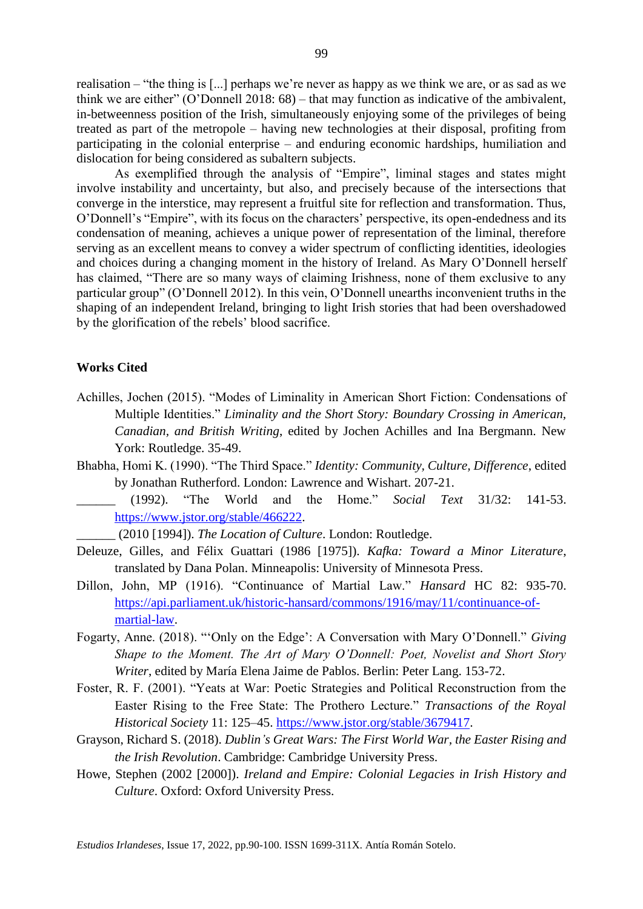realisation – "the thing is [...] perhaps we're never as happy as we think we are, or as sad as we think we are either" (O'Donnell 2018: 68) – that may function as indicative of the ambivalent, in-betweenness position of the Irish, simultaneously enjoying some of the privileges of being treated as part of the metropole – having new technologies at their disposal, profiting from participating in the colonial enterprise – and enduring economic hardships, humiliation and dislocation for being considered as subaltern subjects.

As exemplified through the analysis of "Empire", liminal stages and states might involve instability and uncertainty, but also, and precisely because of the intersections that converge in the interstice, may represent a fruitful site for reflection and transformation. Thus, O'Donnell's "Empire", with its focus on the characters' perspective, its open-endedness and its condensation of meaning, achieves a unique power of representation of the liminal, therefore serving as an excellent means to convey a wider spectrum of conflicting identities, ideologies and choices during a changing moment in the history of Ireland. As Mary O'Donnell herself has claimed, "There are so many ways of claiming Irishness, none of them exclusive to any particular group" (O'Donnell 2012). In this vein, O'Donnell unearths inconvenient truths in the shaping of an independent Ireland, bringing to light Irish stories that had been overshadowed by the glorification of the rebels' blood sacrifice.

## Works Cited

Achilles, Jochen (2015). "Modes of Liminality in American Short Fiction: Condensations of Multiple Identities." *Liminality and the Short Story: Boundary Crossing in American, Canadian, and British Writing*, edited by Jochen Achilles and Ina Bergmann. New York: Routledge. 35-49.

Bhabha, Homi K. (1990). "The Third Space." *Identity: Community, Culture, Difference*, edited by Jonathan Rutherford. London: Lawrence and Wishart. 207-21.

______ (1992). "The World and the Home." *Social Text* 31/32: 141-53. https://www.jstor.org/stable/466222.

______ (2010 [1994]). *The Location of Culture*. London: Routledge.

Deleuze, Gilles, and Félix Guattari (1986 [1975]). *Kafka: Toward a Minor Literature*, translated by Dana Polan. Minneapolis: University of Minnesota Press.

Dillon, John, MP (1916). "Continuance of Martial Law." *Hansard* HC 82: 935-70. https://api.parliament.uk/historic-hansard/commons/1916/may/11/continuance-of-martial-law.

Fogarty, Anne. (2018). "'Only on the Edge': A Conversation with Mary O'Donnell." *Giving Shape to the Moment. The Art of Mary O'Donnell: Poet, Novelist and Short Story Writer*, edited by María Elena Jaime de Pablos. Berlin: Peter Lang. 153-72.

Foster, R. F. (2001). "Yeats at War: Poetic Strategies and Political Reconstruction from the Easter Rising to the Free State: The Prothero Lecture." *Transactions of the Royal Historical Society* 11: 125–45. https://www.jstor.org/stable/3679417.

Grayson, Richard S. (2018). *Dublin's Great Wars: The First World War, the Easter Rising and the Irish Revolution*. Cambridge: Cambridge University Press.

Howe, Stephen (2002 [2000]). *Ireland and Empire: Colonial Legacies in Irish History and Culture*. Oxford: Oxford University Press.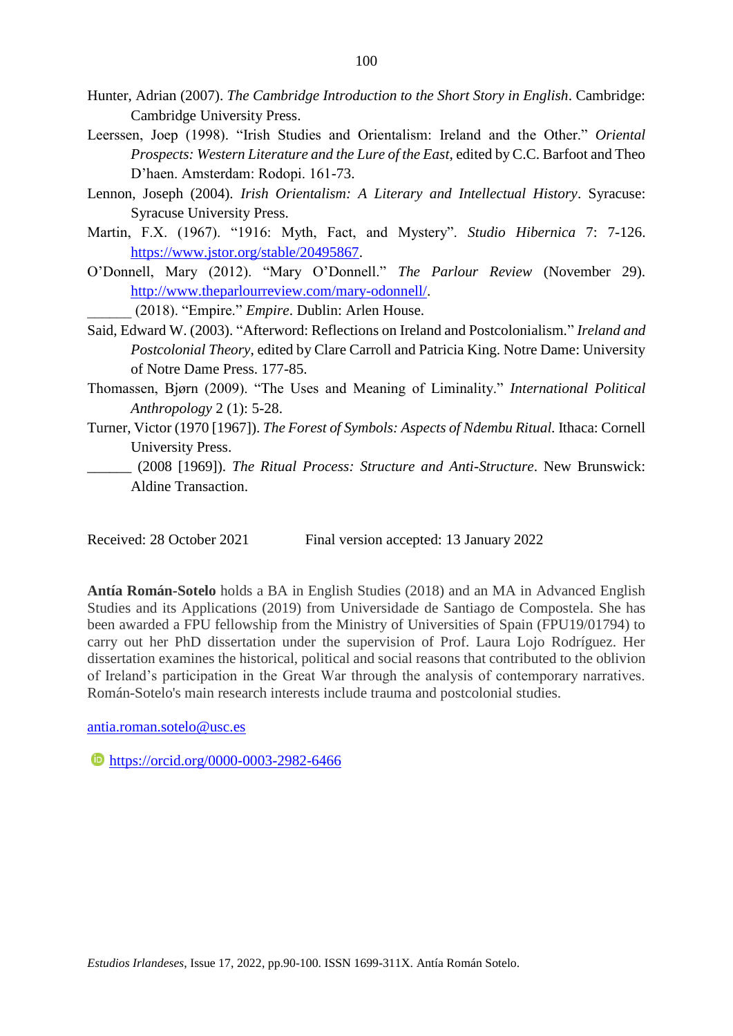Hunter, Adrian (2007). *The Cambridge Introduction to the Short Story in English*. Cambridge: Cambridge University Press.

Leerssen, Joep (1998). "Irish Studies and Orientalism: Ireland and the Other." *Oriental Prospects: Western Literature and the Lure of the East*, edited by C.C. Barfoot and Theo D'haen. Amsterdam: Rodopi. 161-73.

Lennon, Joseph (2004). *Irish Orientalism: A Literary and Intellectual History*. Syracuse: Syracuse University Press.

Martin, F.X. (1967). "1916: Myth, Fact, and Mystery". *Studio Hibernica* 7: 7-126. https://www.jstor.org/stable/20495867.

O'Donnell, Mary (2012). "Mary O'Donnell." *The Parlour Review* (November 29). http://www.theparlourreview.com/mary-odonnell/.

______ (2018). "Empire." *Empire*. Dublin: Arlen House.

Said, Edward W. (2003). "Afterword: Reflections on Ireland and Postcolonialism." *Ireland and Postcolonial Theory*, edited by Clare Carroll and Patricia King. Notre Dame: University of Notre Dame Press. 177-85.

Thomassen, Bjørn (2009). "The Uses and Meaning of Liminality." *International Political Anthropology* 2 (1): 5-28.

Turner, Victor (1970 [1967]). *The Forest of Symbols: Aspects of Ndembu Ritual*. Ithaca: Cornell University Press.

______ (2008 [1969]). *The Ritual Process: Structure and Anti-Structure*. New Brunswick: Aldine Transaction.

Received: 28 October 2021 Final version accepted: 13 January 2022

**Antía Román-Sotelo** holds a BA in English Studies (2018) and an MA in Advanced English Studies and its Applications (2019) from Universidade de Santiago de Compostela. She has been awarded a FPU fellowship from the Ministry of Universities of Spain (FPU19/01794) to carry out her PhD dissertation under the supervision of Prof. Laura Lojo Rodríguez. Her dissertation examines the historical, political and social reasons that contributed to the oblivion of Ireland's participation in the Great War through the analysis of contemporary narratives. Román-Sotelo's main research interests include trauma and postcolonial studies.

antia.roman.sotelo@usc.es

https://orcid.org/0000-0003-2982-6466